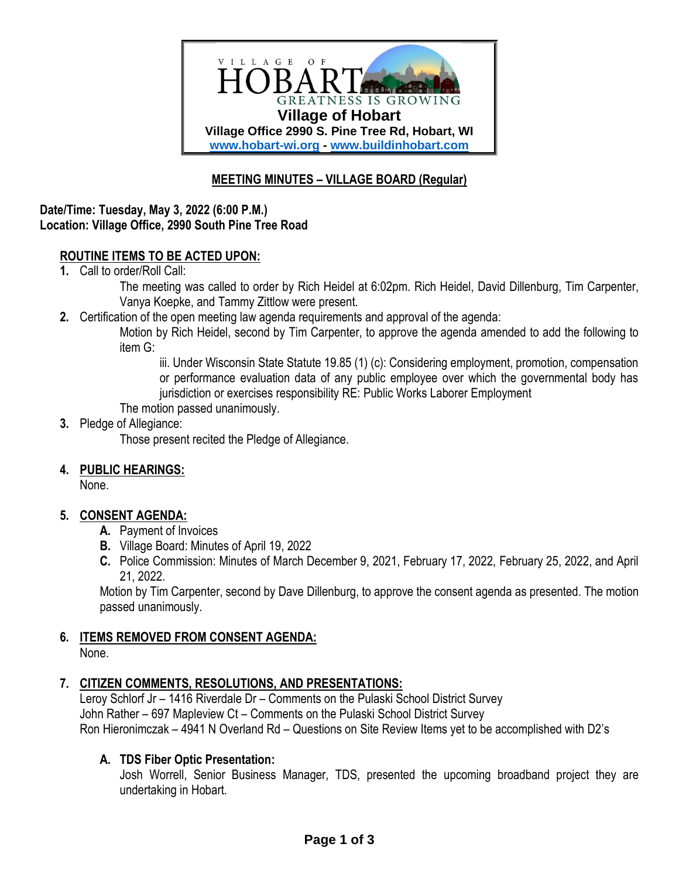VILLAGE OF

HOBART

GREATNESS IS GROWING

**Village of Hobart**

**Village Office 2990 S. Pine Tree Rd, Hobart, WI**

**www.hobart-wi.org - www.buildinhobart.com**

# MEETING MINUTES – VILLAGE BOARD (Regular)

**Date/Time: Tuesday, May 3, 2022 (6:00 P.M.)**
**Location: Village Office, 2990 South Pine Tree Road**

## ROUTINE ITEMS TO BE ACTED UPON:

1. Call to order/Roll Call:

   The meeting was called to order by Rich Heidel at 6:02pm. Rich Heidel, David Dillenburg, Tim Carpenter, Vanya Koepke, and Tammy Zittlow were present.

2. Certification of the open meeting law agenda requirements and approval of the agenda:

   Motion by Rich Heidel, second by Tim Carpenter, to approve the agenda amended to add the following to item G:

   iii. Under Wisconsin State Statute 19.85 (1) (c): Considering employment, promotion, compensation or performance evaluation data of any public employee over which the governmental body has jurisdiction or exercises responsibility RE: Public Works Laborer Employment

   The motion passed unanimously.

3. Pledge of Allegiance:

   Those present recited the Pledge of Allegiance.

## 4. PUBLIC HEARINGS:

None.

## 5. CONSENT AGENDA:

**A.** Payment of Invoices

**B.** Village Board: Minutes of April 19, 2022

**C.** Police Commission: Minutes of March December 9, 2021, February 17, 2022, February 25, 2022, and April 21, 2022.

Motion by Tim Carpenter, second by Dave Dillenburg, to approve the consent agenda as presented. The motion passed unanimously.

## 6. ITEMS REMOVED FROM CONSENT AGENDA:

None.

## 7. CITIZEN COMMENTS, RESOLUTIONS, AND PRESENTATIONS:

Leroy Schlorf Jr – 1416 Riverdale Dr – Comments on the Pulaski School District Survey
John Rather – 697 Mapleview Ct – Comments on the Pulaski School District Survey
Ron Hieronimczak – 4941 N Overland Rd – Questions on Site Review Items yet to be accomplished with D2's

### A. TDS Fiber Optic Presentation:

Josh Worrell, Senior Business Manager, TDS, presented the upcoming broadband project they are undertaking in Hobart.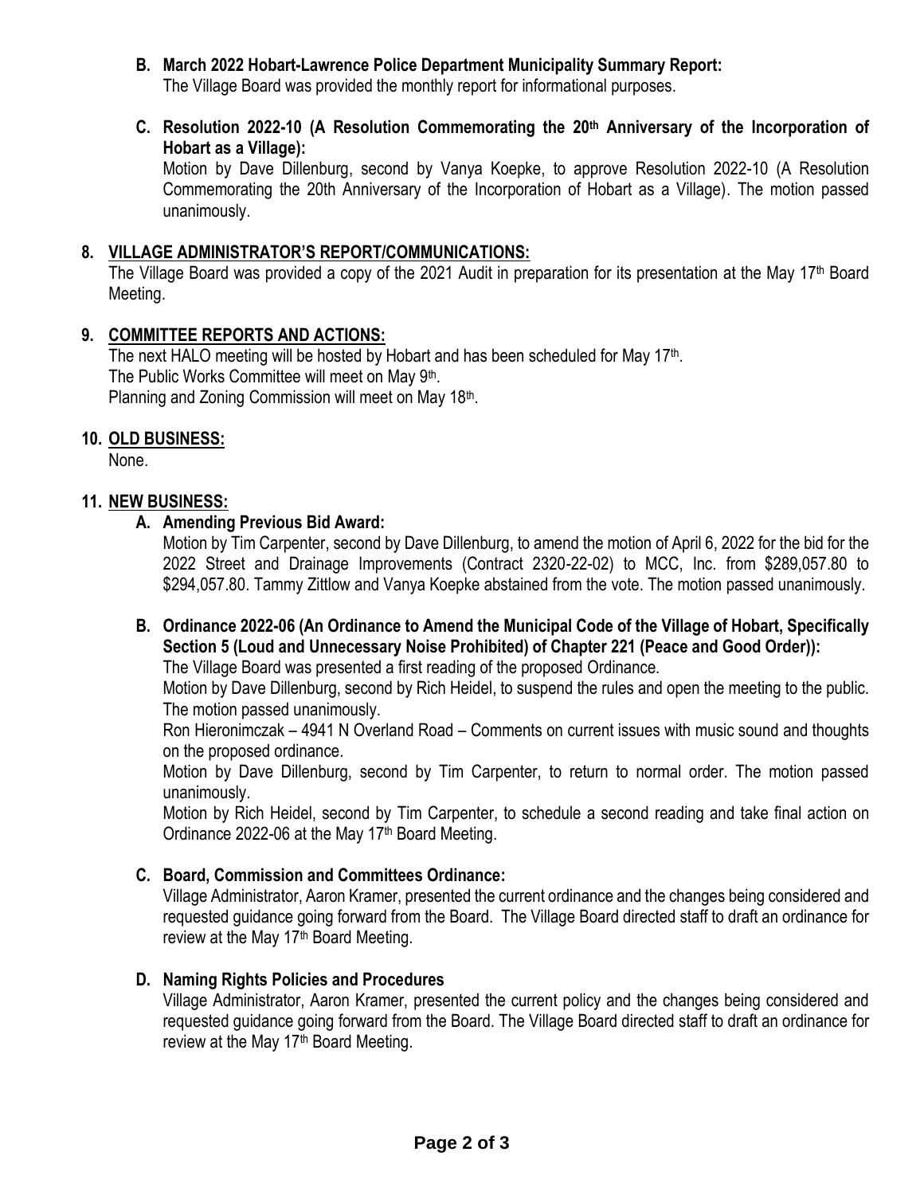**B. March 2022 Hobart-Lawrence Police Department Municipality Summary Report:**

The Village Board was provided the monthly report for informational purposes.

**C. Resolution 2022-10 (A Resolution Commemorating the 20th Anniversary of the Incorporation of Hobart as a Village):**

Motion by Dave Dillenburg, second by Vanya Koepke, to approve Resolution 2022-10 (A Resolution Commemorating the 20th Anniversary of the Incorporation of Hobart as a Village). The motion passed unanimously.

## 8. VILLAGE ADMINISTRATOR'S REPORT/COMMUNICATIONS:

The Village Board was provided a copy of the 2021 Audit in preparation for its presentation at the May 17th Board Meeting.

## 9. COMMITTEE REPORTS AND ACTIONS:

The next HALO meeting will be hosted by Hobart and has been scheduled for May 17th.
The Public Works Committee will meet on May 9th.
Planning and Zoning Commission will meet on May 18th.

## 10. OLD BUSINESS:

None.

## 11. NEW BUSINESS:

**A. Amending Previous Bid Award:**

Motion by Tim Carpenter, second by Dave Dillenburg, to amend the motion of April 6, 2022 for the bid for the 2022 Street and Drainage Improvements (Contract 2320-22-02) to MCC, Inc. from $289,057.80 to $294,057.80. Tammy Zittlow and Vanya Koepke abstained from the vote. The motion passed unanimously.

**B. Ordinance 2022-06 (An Ordinance to Amend the Municipal Code of the Village of Hobart, Specifically Section 5 (Loud and Unnecessary Noise Prohibited) of Chapter 221 (Peace and Good Order)):**

The Village Board was presented a first reading of the proposed Ordinance.

Motion by Dave Dillenburg, second by Rich Heidel, to suspend the rules and open the meeting to the public. The motion passed unanimously.

Ron Hieronimczak – 4941 N Overland Road – Comments on current issues with music sound and thoughts on the proposed ordinance.

Motion by Dave Dillenburg, second by Tim Carpenter, to return to normal order. The motion passed unanimously.

Motion by Rich Heidel, second by Tim Carpenter, to schedule a second reading and take final action on Ordinance 2022-06 at the May 17th Board Meeting.

**C. Board, Commission and Committees Ordinance:**

Village Administrator, Aaron Kramer, presented the current ordinance and the changes being considered and requested guidance going forward from the Board. The Village Board directed staff to draft an ordinance for review at the May 17th Board Meeting.

**D. Naming Rights Policies and Procedures**

Village Administrator, Aaron Kramer, presented the current policy and the changes being considered and requested guidance going forward from the Board. The Village Board directed staff to draft an ordinance for review at the May 17th Board Meeting.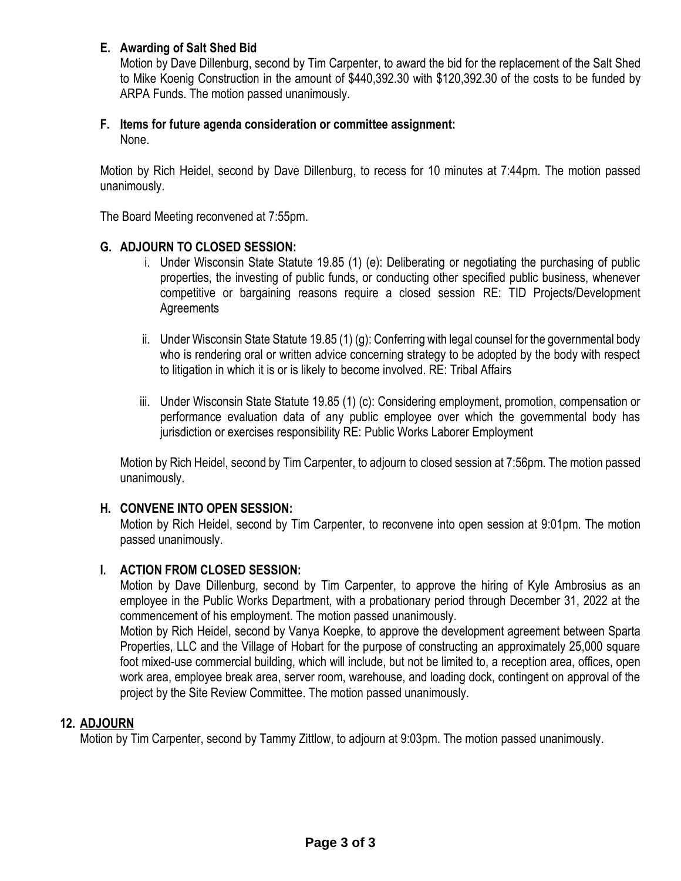**E. Awarding of Salt Shed Bid**

Motion by Dave Dillenburg, second by Tim Carpenter, to award the bid for the replacement of the Salt Shed to Mike Koenig Construction in the amount of $440,392.30 with $120,392.30 of the costs to be funded by ARPA Funds. The motion passed unanimously.

**F. Items for future agenda consideration or committee assignment:**

None.

Motion by Rich Heidel, second by Dave Dillenburg, to recess for 10 minutes at 7:44pm. The motion passed unanimously.

The Board Meeting reconvened at 7:55pm.

**G. ADJOURN TO CLOSED SESSION:**

i. Under Wisconsin State Statute 19.85 (1) (e): Deliberating or negotiating the purchasing of public properties, the investing of public funds, or conducting other specified public business, whenever competitive or bargaining reasons require a closed session RE: TID Projects/Development Agreements

ii. Under Wisconsin State Statute 19.85 (1) (g): Conferring with legal counsel for the governmental body who is rendering oral or written advice concerning strategy to be adopted by the body with respect to litigation in which it is or is likely to become involved. RE: Tribal Affairs

iii. Under Wisconsin State Statute 19.85 (1) (c): Considering employment, promotion, compensation or performance evaluation data of any public employee over which the governmental body has jurisdiction or exercises responsibility RE: Public Works Laborer Employment

Motion by Rich Heidel, second by Tim Carpenter, to adjourn to closed session at 7:56pm. The motion passed unanimously.

**H. CONVENE INTO OPEN SESSION:**

Motion by Rich Heidel, second by Tim Carpenter, to reconvene into open session at 9:01pm. The motion passed unanimously.

**I. ACTION FROM CLOSED SESSION:**

Motion by Dave Dillenburg, second by Tim Carpenter, to approve the hiring of Kyle Ambrosius as an employee in the Public Works Department, with a probationary period through December 31, 2022 at the commencement of his employment. The motion passed unanimously.

Motion by Rich Heidel, second by Vanya Koepke, to approve the development agreement between Sparta Properties, LLC and the Village of Hobart for the purpose of constructing an approximately 25,000 square foot mixed-use commercial building, which will include, but not be limited to, a reception area, offices, open work area, employee break area, server room, warehouse, and loading dock, contingent on approval of the project by the Site Review Committee. The motion passed unanimously.

**12. ADJOURN**

Motion by Tim Carpenter, second by Tammy Zittlow, to adjourn at 9:03pm. The motion passed unanimously.